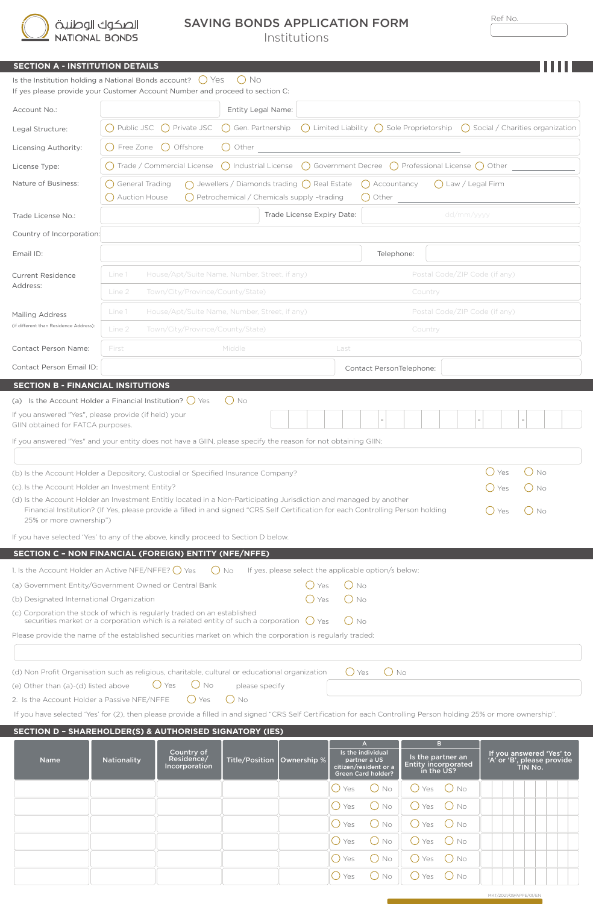الصكوك الوطنية
NATIONAL BONDS

# SAVING BONDS APPLICATION FORM
Institutions

Ref No.

## SECTION A - INSTITUTION DETAILS

Is the Institution holding a National Bonds account? ◯ Yes ◯ No

If yes please provide your Customer Account Number and proceed to section C:

Account No.: ______ Entity Legal Name: ______

Legal Structure: ◯ Public JSC ◯ Private JSC ◯ Gen. Partnership ◯ Limited Liability ◯ Sole Proprietorship ◯ Social / Charities organization

Licensing Authority: ◯ Free Zone ◯ Offshore ◯ Other ______

License Type: ◯ Trade / Commercial License ◯ Industrial License ◯ Government Decree ◯ Professional License ◯ Other ______

Nature of Business: ◯ General Trading ◯ Jewellers / Diamonds trading ◯ Real Estate ◯ Accountancy ◯ Law / Legal Firm ◯ Auction House ◯ Petrochemical / Chemicals supply –trading ◯ Other ______

Trade License No.: ______ Trade License Expiry Date: dd/mm/yyyy

Country of Incorporation: ______

Email ID: ______ Telephone: ______

Current Residence Address:
Line 1 House/Apt/Suite Name, Number, Street, if any) Postal Code/ZIP Code (if any)
Line 2 Town/City/Province/County/State) Country

Mailing Address (if different than Residence Address):
Line 1 House/Apt/Suite Name, Number, Street, if any) Postal Code/ZIP Code (if any)
Line 2 Town/City/Province/County/State) Country

Contact Person Name: First Middle Last

Contact Person Email ID: ______ Contact PersonTelephone: ______

## SECTION B - FINANCIAL INSITUTIONS

(a) Is the Account Holder a Financial Institution? ◯ Yes ◯ No

If you answered "Yes", please provide (if held) your GIIN obtained for FATCA purposes. ______ - ______ - ______ - ______

If you answered "Yes" and your entity does not have a GIIN, please specify the reason for not obtaining GIIN:

______

(b) Is the Account Holder a Depository, Custodial or Specified Insurance Company? ◯ Yes ◯ No

(c). Is the Account Holder an Investment Entity? ◯ Yes ◯ No

(d) Is the Account Holder an Investment Entitiy located in a Non-Participating Jurisdiction and managed by another Financial Institution? (If Yes, please provide a filled in and signed “CRS Self Certification for each Controlling Person holding 25% or more ownership”) ◯ Yes ◯ No

If you have selected 'Yes' to any of the above, kindly proceed to Section D below.

## SECTION C – NON FINANCIAL (FOREIGN) ENTITY (NFE/NFFE)

1. Is the Account Holder an Active NFE/NFFE? ◯ Yes ◯ No   If yes, please select the applicable option/s below:

(a) Government Entity/Government Owned or Central Bank ◯ Yes ◯ No

(b) Designated International Organization ◯ Yes ◯ No

(c) Corporation the stock of which is regularly traded on an established securities market or a corporation which is a related entity of such a corporation ◯ Yes ◯ No

Please provide the name of the established securities market on which the corporation is regularly traded:

______

(d) Non Profit Organisation such as religious, charitable, cultural or educational organization ◯ Yes ◯ No

(e) Other than (a)-(d) listed above ◯ Yes ◯ No   please specify ______

2. Is the Account Holder a Passive NFE/NFFE ◯ Yes ◯ No

If you have selected 'Yes' for (2), then please provide a filled in and signed “CRS Self Certification for each Controlling Person holding 25% or more ownership”.

## SECTION D – SHAREHOLDER(S) & AUTHORISED SIGNATORY (IES)

| Name | Nationality | Country of Residence/ Incorporation | Title/Position | Ownership % | A: Is the individual partner a US citizen/resident or a Green Card holder? | B: Is the partner an Entity incorporated in the US? | If you answered 'Yes' to 'A' or 'B', please provide TIN No. |
|---|---|---|---|---|---|---|---|
| | | | | | ◯ Yes ◯ No | ◯ Yes ◯ No | |
| | | | | | ◯ Yes ◯ No | ◯ Yes ◯ No | |
| | | | | | ◯ Yes ◯ No | ◯ Yes ◯ No | |
| | | | | | ◯ Yes ◯ No | ◯ Yes ◯ No | |
| | | | | | ◯ Yes ◯ No | ◯ Yes ◯ No | |
| | | | | | ◯ Yes ◯ No | ◯ Yes ◯ No | |

MKT/2021/09/APPE/01/EN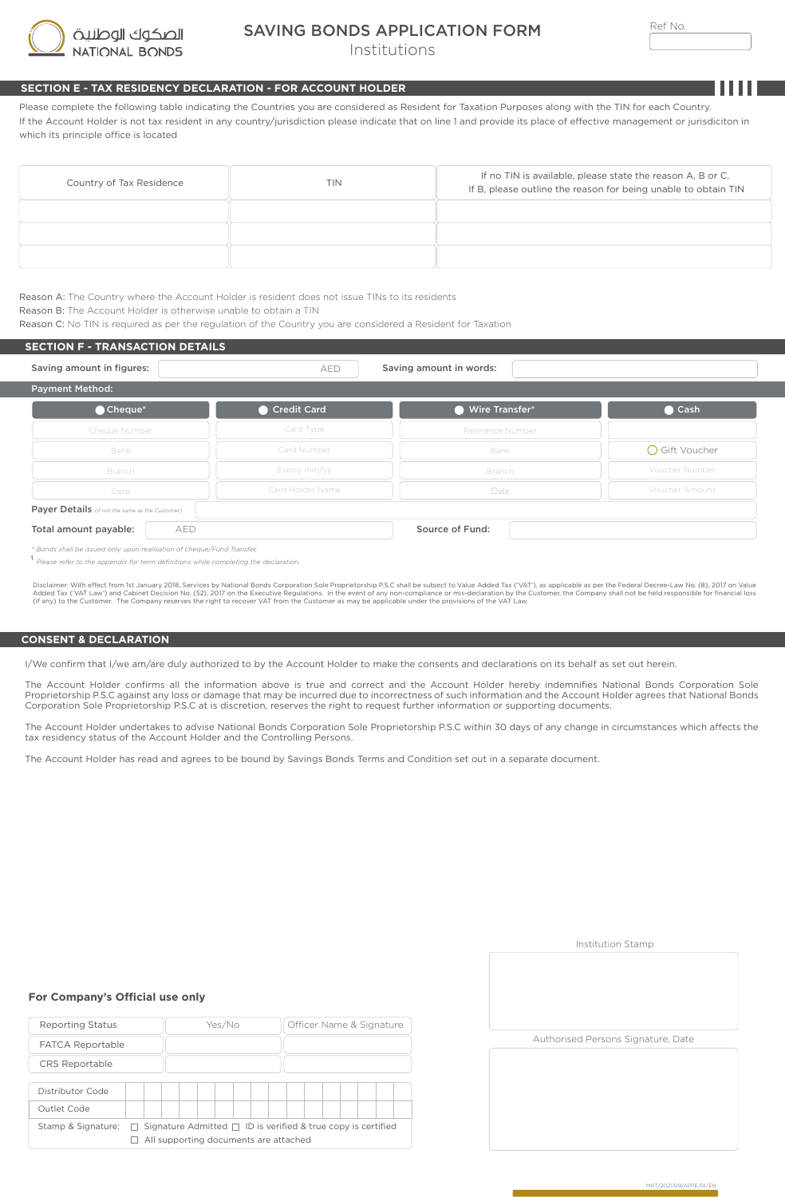الصكوك الوطنية
NATIONAL BONDS

# SAVING BONDS APPLICATION FORM
Institutions

Ref No.

## SECTION E - TAX RESIDENCY DECLARATION - FOR ACCOUNT HOLDER

Please complete the following table indicating the Countries you are considered as Resident for Taxation Purposes along with the TIN for each Country.
If the Account Holder is not tax resident in any country/jurisdiction please indicate that on line 1 and provide its place of effective management or jurisdiciton in which its principle office is located

| Country of Tax Residence | TIN | If no TIN is available, please state the reason A, B or C. If B, please outline the reason for being unable to obtain TIN |
|---|---|---|
| | | |
| | | |
| | | |

Reason A: The Country where the Account Holder is resident does not issue TINs to its residents
Reason B: The Account Holder is otherwise unable to obtain a TIN
Reason C: No TIN is required as per the regulation of the Country you are considered a Resident for Taxation

## SECTION F - TRANSACTION DETAILS

**Saving amount in figures:** AED **Saving amount in words:**

**Payment Method:**

| Cheque* | Credit Card | Wire Transfer* | Cash |
|---|---|---|---|
| Cheque Number | Card Type | Reference Number | |
| Bank | Card Number | Bank | Gift Voucher |
| Branch | Expiry mm/yy | Branch | Voucher Number |
| Date | Card Holder Name | Date | Voucher Amount |

**Payer Details** *(if not the same as the Customer)*

**Total amount payable:** AED **Source of Fund:**

*\* Bonds shall be issued only upon realisation of cheque/Fund Transfer.*

[1] *Please refer to the appendix for term definitions while completing the declaration.*

Disclaimer: With effect from 1st January 2018, Services by National Bonds Corporation Sole Proprietorship P.S.C shall be subject to Value Added Tax ('VAT'), as applicable as per the Federal Decree-Law No. (8), 2017 on Value Added Tax ('VAT Law') and Cabinet Decision No. (52), 2017 on the Executive Regulations. In the event of any non-compliance or mis-declaration by the Customer, the Company shall not be held responsible for financial loss (if any) to the Customer. The Company reserves the right to recover VAT from the Customer as may be applicable under the provisions of the VAT Law.

## CONSENT & DECLARATION

I/We confirm that I/we am/are duly authorized to by the Account Holder to make the consents and declarations on its behalf as set out herein.

The Account Holder confirms all the information above is true and correct and the Account Holder hereby indemnifies National Bonds Corporation Sole Proprietorship P.S.C against any loss or damage that may be incurred due to incorrectness of such information and the Account Holder agrees that National Bonds Corporation Sole Proprietorship P.S.C at is discretion, reserves the right to request further information or supporting documents.

The Account Holder undertakes to advise National Bonds Corporation Sole Proprietorship P.S.C within 30 days of any change in circumstances which affects the tax residency status of the Account Holder and the Controlling Persons.

The Account Holder has read and agrees to be bound by Savings Bonds Terms and Condition set out in a separate document.

Institution Stamp

Authorised Persons Signature, Date

### For Company's Official use only

| Reporting Status | Yes/No | Officer Name & Signature |
|---|---|---|
| FATCA Reportable | | |
| CRS Reportable | | |

Distributor Code

Outlet Code

Stamp & Signature: ☐ Signature Admitted ☐ ID is verified & true copy is certified ☐ All supporting documents are attached

MKT/2021/09/APPE/01/EN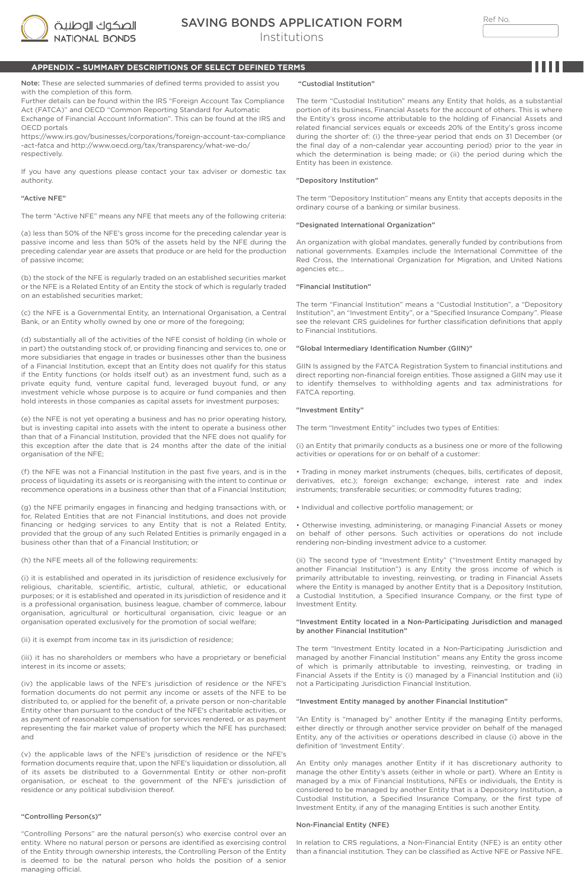# SAVING BONDS APPLICATION FORM

Institutions

Ref No.

## APPENDIX – SUMMARY DESCRIPTIONS OF SELECT DEFINED TERMS

**Note:** These are selected summaries of defined terms provided to assist you with the completion of this form.

Further details can be found within the IRS "Foreign Account Tax Compliance Act (FATCA)" and OECD "Common Reporting Standard for Automatic Exchange of Financial Account Information". This can be found at the IRS and OECD portals https://www.irs.gov/businesses/corporations/foreign-account-tax-compliance-act-fatca and http://www.oecd.org/tax/transparency/what-we-do/ respectively.

If you have any questions please contact your tax adviser or domestic tax authority.

### "Active NFE"

The term "Active NFE" means any NFE that meets any of the following criteria:

(a) less than 50% of the NFE's gross income for the preceding calendar year is passive income and less than 50% of the assets held by the NFE during the preceding calendar year are assets that produce or are held for the production of passive income;

(b) the stock of the NFE is regularly traded on an established securities market or the NFE is a Related Entity of an Entity the stock of which is regularly traded on an established securities market;

(c) the NFE is a Governmental Entity, an International Organisation, a Central Bank, or an Entity wholly owned by one or more of the foregoing;

(d) substantially all of the activities of the NFE consist of holding (in whole or in part) the outstanding stock of, or providing financing and services to, one or more subsidiaries that engage in trades or businesses other than the business of a Financial Institution, except that an Entity does not qualify for this status if the Entity functions (or holds itself out) as an investment fund, such as a private equity fund, venture capital fund, leveraged buyout fund, or any investment vehicle whose purpose is to acquire or fund companies and then hold interests in those companies as capital assets for investment purposes;

(e) the NFE is not yet operating a business and has no prior operating history, but is investing capital into assets with the intent to operate a business other than that of a Financial Institution, provided that the NFE does not qualify for this exception after the date that is 24 months after the date of the initial organisation of the NFE;

(f) the NFE was not a Financial Institution in the past five years, and is in the process of liquidating its assets or is reorganising with the intent to continue or recommence operations in a business other than that of a Financial Institution;

(g) the NFE primarily engages in financing and hedging transactions with, or for, Related Entities that are not Financial Institutions, and does not provide financing or hedging services to any Entity that is not a Related Entity, provided that the group of any such Related Entities is primarily engaged in a business other than that of a Financial Institution; or

(h) the NFE meets all of the following requirements:

(i) it is established and operated in its jurisdiction of residence exclusively for religious, charitable, scientific, artistic, cultural, athletic, or educational purposes; or it is established and operated in its jurisdiction of residence and it is a professional organisation, business league, chamber of commerce, labour organisation, agricultural or horticultural organisation, civic league or an organisation operated exclusively for the promotion of social welfare;

(ii) it is exempt from income tax in its jurisdiction of residence;

(iii) it has no shareholders or members who have a proprietary or beneficial interest in its income or assets;

(iv) the applicable laws of the NFE's jurisdiction of residence or the NFE's formation documents do not permit any income or assets of the NFE to be distributed to, or applied for the benefit of, a private person or non-charitable Entity other than pursuant to the conduct of the NFE's charitable activities, or as payment of reasonable compensation for services rendered, or as payment representing the fair market value of property which the NFE has purchased; and

(v) the applicable laws of the NFE's jurisdiction of residence or the NFE's formation documents require that, upon the NFE's liquidation or dissolution, all of its assets be distributed to a Governmental Entity or other non-profit organisation, or escheat to the government of the NFE's jurisdiction of residence or any political subdivision thereof.

### "Controlling Person(s)"

"Controlling Persons" are the natural person(s) who exercise control over an entity. Where no natural person or persons are identified as exercising control of the Entity through ownership interests, the Controlling Person of the Entity is deemed to be the natural person who holds the position of a senior managing official.

### "Custodial Institution"

The term "Custodial Institution" means any Entity that holds, as a substantial portion of its business, Financial Assets for the account of others. This is where the Entity's gross income attributable to the holding of Financial Assets and related financial services equals or exceeds 20% of the Entity's gross income during the shorter of: (i) the three-year period that ends on 31 December (or the final day of a non-calendar year accounting period) prior to the year in which the determination is being made; or (ii) the period during which the Entity has been in existence.

### "Depository Institution"

The term "Depository Institution" means any Entity that accepts deposits in the ordinary course of a banking or similar business.

### "Designated International Organization"

An organization with global mandates, generally funded by contributions from national governments. Examples include the International Committee of the Red Cross, the International Organization for Migration, and United Nations agencies etc...

### "Financial Institution"

The term "Financial Institution" means a "Custodial Institution", a "Depository Institution", an "Investment Entity", or a "Specified Insurance Company". Please see the relevant CRS guidelines for further classification definitions that apply to Financial Institutions.

### "Global Intermediary Identification Number (GIIN)"

GIIN Is assigned by the FATCA Registration System to financial institutions and direct reporting non-financial foreign entities. Those assigned a GIIN may use it to identify themselves to withholding agents and tax administrations for FATCA reporting.

### "Investment Entity"

The term "Investment Entity" includes two types of Entities:

(i) an Entity that primarily conducts as a business one or more of the following activities or operations for or on behalf of a customer:

- Trading in money market instruments (cheques, bills, certificates of deposit, derivatives, etc.); foreign exchange; exchange, interest rate and index instruments; transferable securities; or commodity futures trading;

- Individual and collective portfolio management; or

- Otherwise investing, administering, or managing Financial Assets or money on behalf of other persons. Such activities or operations do not include rendering non-binding investment advice to a customer.

(ii) The second type of "Investment Entity" ("Investment Entity managed by another Financial Institution") is any Entity the gross income of which is primarily attributable to investing, reinvesting, or trading in Financial Assets where the Entity is managed by another Entity that is a Depository Institution, a Custodial Institution, a Specified Insurance Company, or the first type of Investment Entity.

### "Investment Entity located in a Non-Participating Jurisdiction and managed by another Financial Institution"

The term "Investment Entity located in a Non-Participating Jurisdiction and managed by another Financial Institution" means any Entity the gross income of which is primarily attributable to investing, reinvesting, or trading in Financial Assets if the Entity is (i) managed by a Financial Institution and (ii) not a Participating Jurisdiction Financial Institution.

### "Investment Entity managed by another Financial Institution"

"An Entity is "managed by" another Entity if the managing Entity performs, either directly or through another service provider on behalf of the managed Entity, any of the activities or operations described in clause (i) above in the definition of 'Investment Entity'.

An Entity only manages another Entity if it has discretionary authority to manage the other Entity's assets (either in whole or part). Where an Entity is managed by a mix of Financial Institutions, NFEs or individuals, the Entity is considered to be managed by another Entity that is a Depository Institution, a Custodial Institution, a Specified Insurance Company, or the first type of Investment Entity, if any of the managing Entities is such another Entity.

### Non-Financial Entity (NFE)

In relation to CRS regulations, a Non-Financial Entity (NFE) is an entity other than a financial institution. They can be classified as Active NFE or Passive NFE.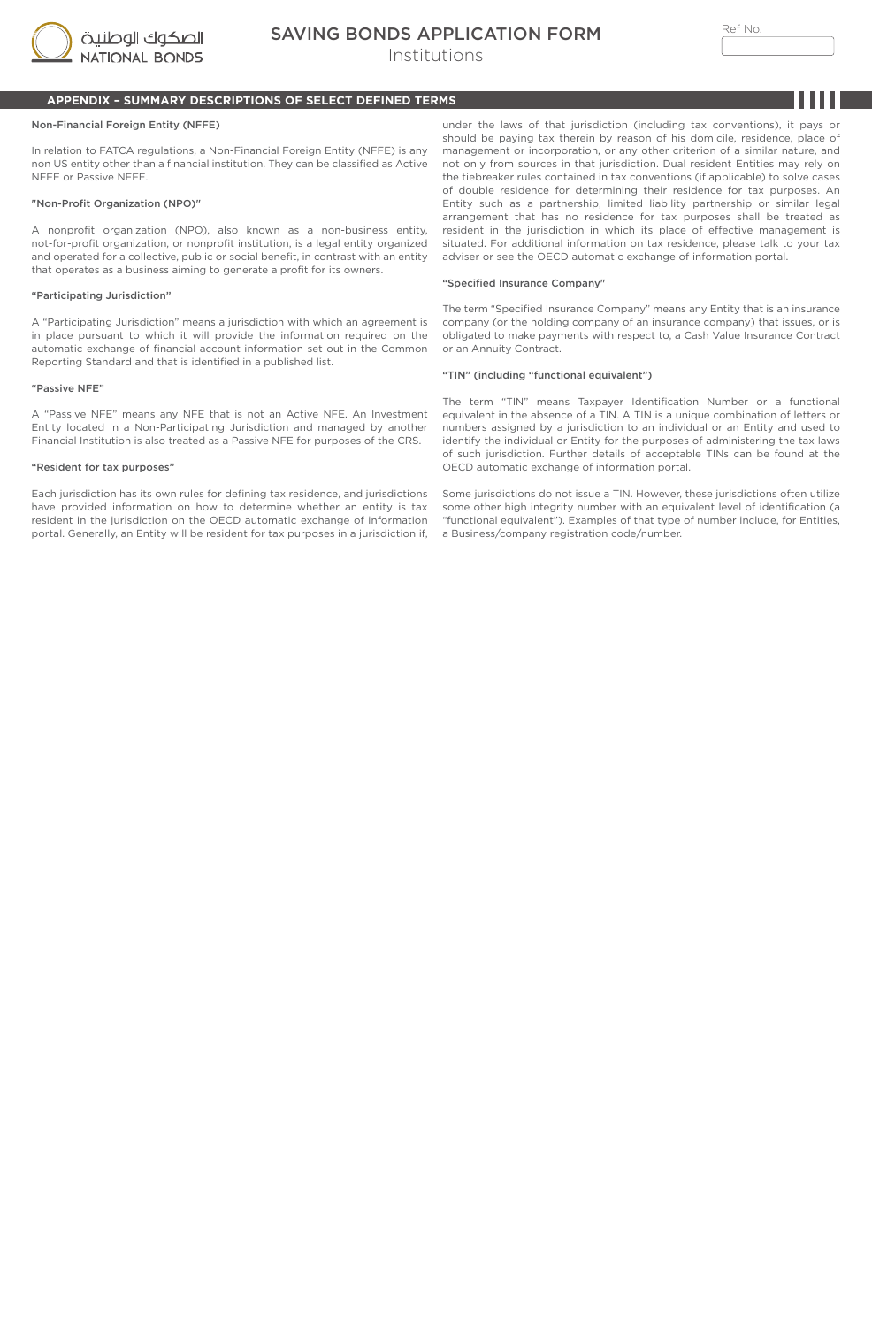## APPENDIX – SUMMARY DESCRIPTIONS OF SELECT DEFINED TERMS

**Non-Financial Foreign Entity (NFFE)**

In relation to FATCA regulations, a Non-Financial Foreign Entity (NFFE) is any non US entity other than a financial institution. They can be classified as Active NFFE or Passive NFFE.

**"Non-Profit Organization (NPO)"**

A nonprofit organization (NPO), also known as a non-business entity, not-for-profit organization, or nonprofit institution, is a legal entity organized and operated for a collective, public or social benefit, in contrast with an entity that operates as a business aiming to generate a profit for its owners.

**"Participating Jurisdiction"**

A "Participating Jurisdiction" means a jurisdiction with which an agreement is in place pursuant to which it will provide the information required on the automatic exchange of financial account information set out in the Common Reporting Standard and that is identified in a published list.

**"Passive NFE"**

A "Passive NFE" means any NFE that is not an Active NFE. An Investment Entity located in a Non-Participating Jurisdiction and managed by another Financial Institution is also treated as a Passive NFE for purposes of the CRS.

**"Resident for tax purposes"**

Each jurisdiction has its own rules for defining tax residence, and jurisdictions have provided information on how to determine whether an entity is tax resident in the jurisdiction on the OECD automatic exchange of information portal. Generally, an Entity will be resident for tax purposes in a jurisdiction if, under the laws of that jurisdiction (including tax conventions), it pays or should be paying tax therein by reason of his domicile, residence, place of management or incorporation, or any other criterion of a similar nature, and not only from sources in that jurisdiction. Dual resident Entities may rely on the tiebreaker rules contained in tax conventions (if applicable) to solve cases of double residence for determining their residence for tax purposes. An Entity such as a partnership, limited liability partnership or similar legal arrangement that has no residence for tax purposes shall be treated as resident in the jurisdiction in which its place of effective management is situated. For additional information on tax residence, please talk to your tax adviser or see the OECD automatic exchange of information portal.

**"Specified Insurance Company"**

The term "Specified Insurance Company" means any Entity that is an insurance company (or the holding company of an insurance company) that issues, or is obligated to make payments with respect to, a Cash Value Insurance Contract or an Annuity Contract.

**"TIN" (including "functional equivalent")**

The term "TIN" means Taxpayer Identification Number or a functional equivalent in the absence of a TIN. A TIN is a unique combination of letters or numbers assigned by a jurisdiction to an individual or an Entity and used to identify the individual or Entity for the purposes of administering the tax laws of such jurisdiction. Further details of acceptable TINs can be found at the OECD automatic exchange of information portal.

Some jurisdictions do not issue a TIN. However, these jurisdictions often utilize some other high integrity number with an equivalent level of identification (a "functional equivalent"). Examples of that type of number include, for Entities, a Business/company registration code/number.